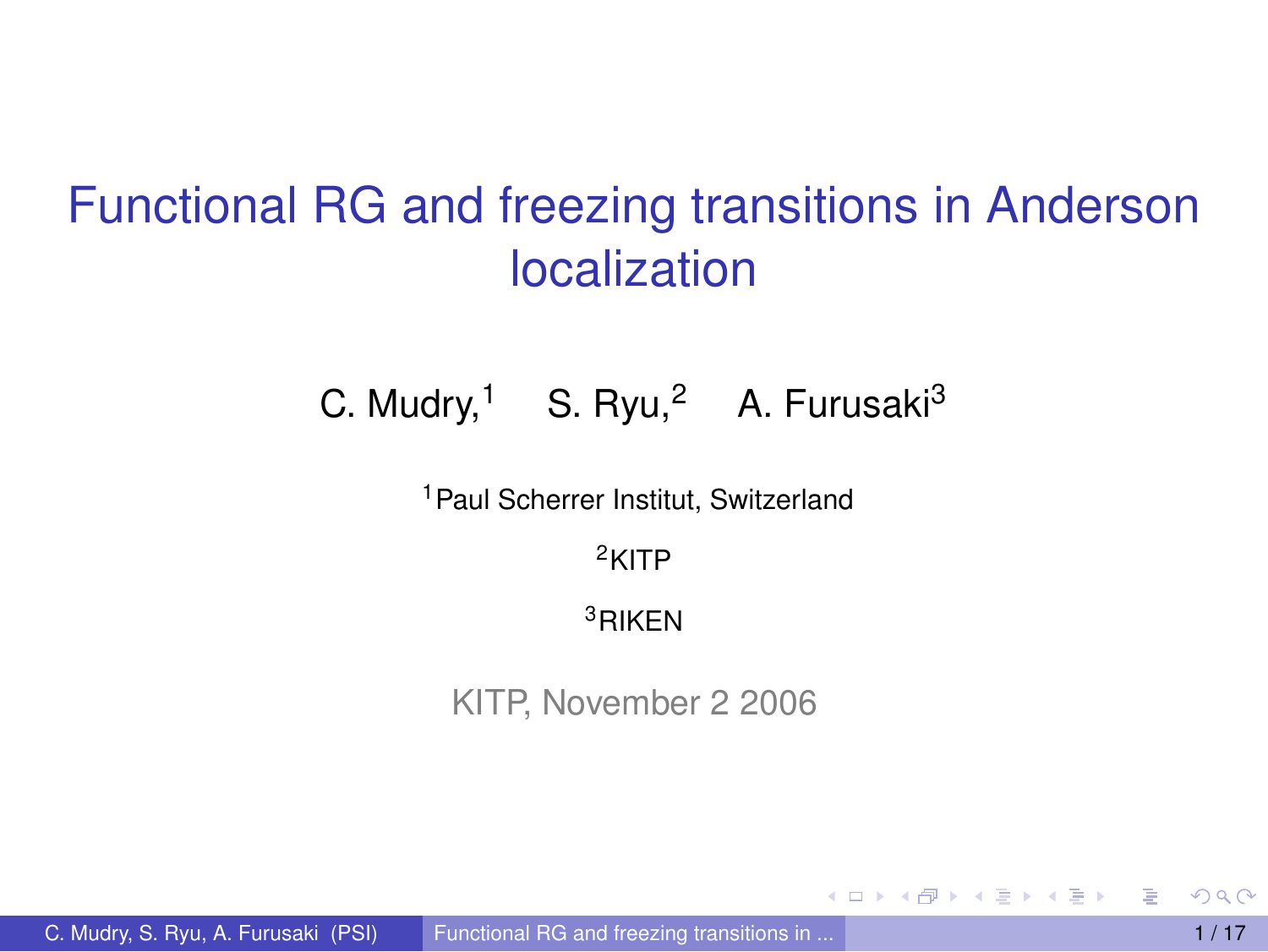# Functional RG and freezing transitions in Anderson localization

C. Mudry,[1] S. Ryu,[2] A. Furusaki[3]

[1]Paul Scherrer Institut, Switzerland

[2]KITP

[3]RIKEN

KITP, November 2 2006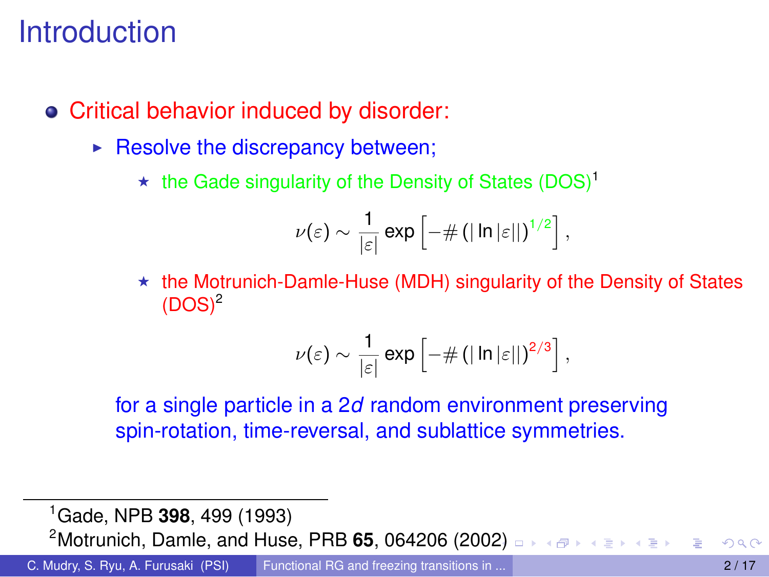# Introduction

- Critical behavior induced by disorder:
  - Resolve the discrepancy between;
    - ★ the Gade singularity of the Density of States (DOS)[1]

$$\nu(\varepsilon) \sim \frac{1}{|\varepsilon|} \exp\left[-\#\left(|\ln|\varepsilon||\right)^{1/2}\right],$$

    - ★ the Motrunich-Damle-Huse (MDH) singularity of the Density of States (DOS)[2]

$$\nu(\varepsilon) \sim \frac{1}{|\varepsilon|} \exp\left[-\#\left(|\ln|\varepsilon||\right)^{2/3}\right],$$

  for a single particle in a $2d$ random environment preserving spin-rotation, time-reversal, and sublattice symmetries.

---

[1] Gade, NPB **398**, 499 (1993)

[2] Motrunich, Damle, and Huse, PRB **65**, 064206 (2002)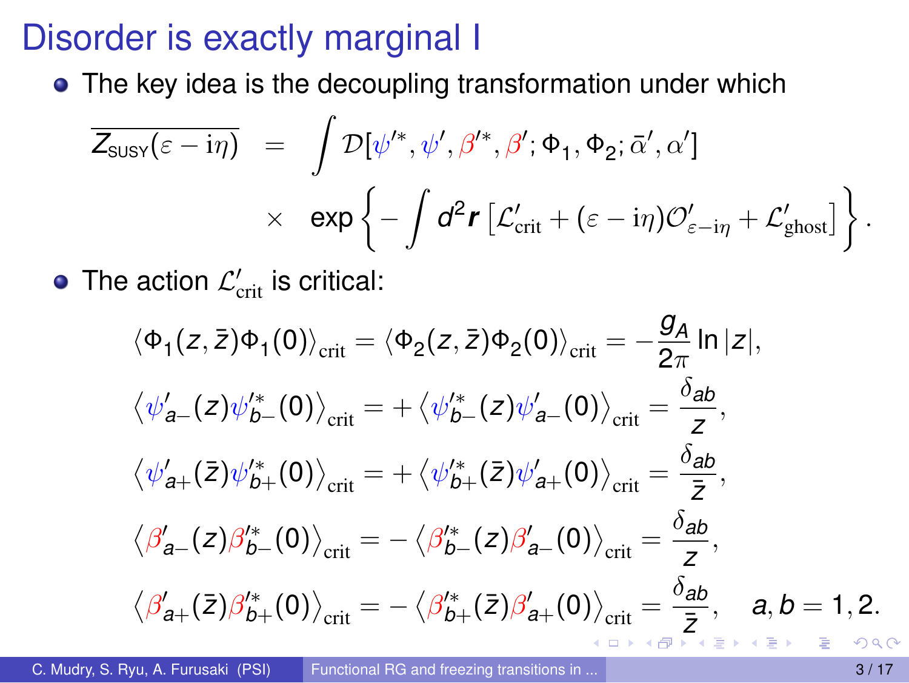# Disorder is exactly marginal I

- The key idea is the decoupling transformation under which

$$
\begin{aligned}
\overline{Z_{\text{SUSY}}(\varepsilon - \mathrm{i}\eta)} \;=\; & \int \mathcal{D}[\psi'^{*}, \psi', \beta'^{*}, \beta'; \Phi_1, \Phi_2; \bar{\alpha}', \alpha'] \\
& \times \; \exp\left\{ -\int d^2\boldsymbol{r} \left[ \mathcal{L}'_{\text{crit}} + (\varepsilon - \mathrm{i}\eta)\mathcal{O}'_{\varepsilon-\mathrm{i}\eta} + \mathcal{L}'_{\text{ghost}} \right] \right\}.
\end{aligned}
$$

- The action $\mathcal{L}'_{\text{crit}}$ is critical:

$$
\begin{aligned}
\langle \Phi_1(z,\bar{z})\Phi_1(0)\rangle_{\text{crit}} &= \langle \Phi_2(z,\bar{z})\Phi_2(0)\rangle_{\text{crit}} = -\frac{g_A}{2\pi}\ln|z|, \\
\left\langle \psi'_{a-}(z)\psi'^{*}_{b-}(0)\right\rangle_{\text{crit}} &= +\left\langle \psi'^{*}_{b-}(z)\psi'_{a-}(0)\right\rangle_{\text{crit}} = \frac{\delta_{ab}}{z}, \\
\left\langle \psi'_{a+}(\bar{z})\psi'^{*}_{b+}(0)\right\rangle_{\text{crit}} &= +\left\langle \psi'^{*}_{b+}(\bar{z})\psi'_{a+}(0)\right\rangle_{\text{crit}} = \frac{\delta_{ab}}{\bar{z}}, \\
\left\langle \beta'_{a-}(z)\beta'^{*}_{b-}(0)\right\rangle_{\text{crit}} &= -\left\langle \beta'^{*}_{b-}(z)\beta'_{a-}(0)\right\rangle_{\text{crit}} = \frac{\delta_{ab}}{z}, \\
\left\langle \beta'_{a+}(\bar{z})\beta'^{*}_{b+}(0)\right\rangle_{\text{crit}} &= -\left\langle \beta'^{*}_{b+}(\bar{z})\beta'_{a+}(0)\right\rangle_{\text{crit}} = \frac{\delta_{ab}}{\bar{z}}, \quad a,b = 1,2.
\end{aligned}
$$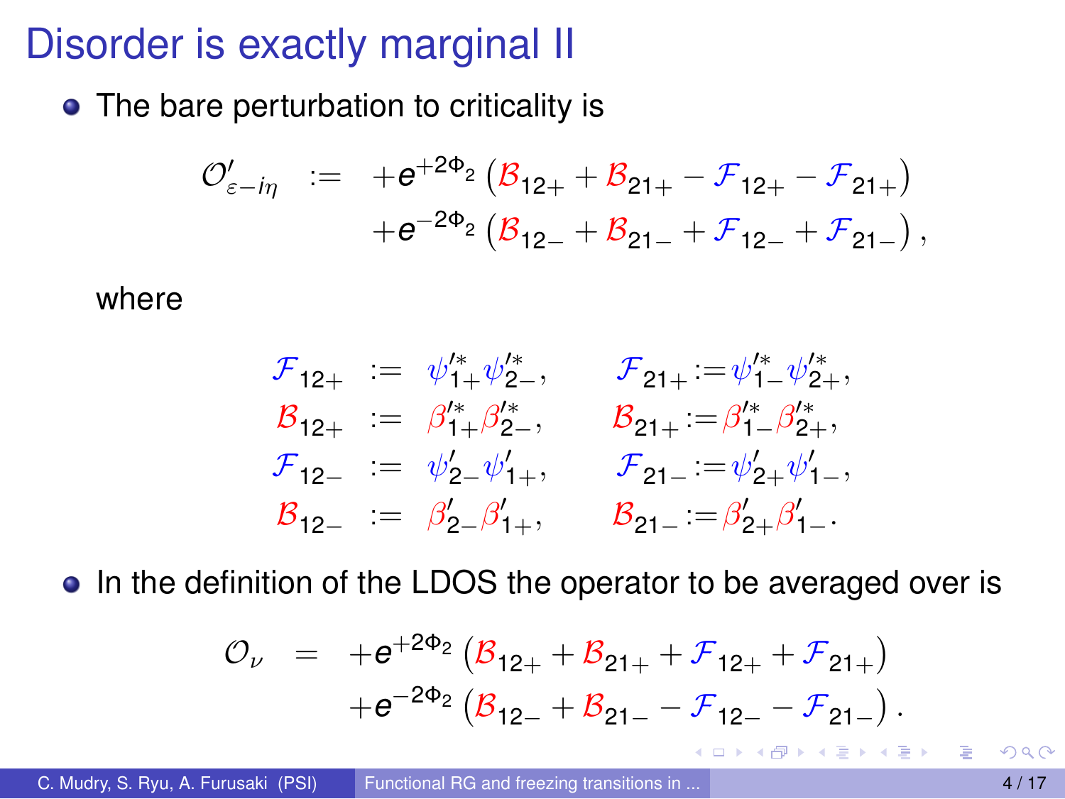# Disorder is exactly marginal II

- The bare perturbation to criticality is

$$
\begin{aligned}
\mathcal{O}'_{\varepsilon - i\eta} \; := \; & +e^{+2\Phi_2}\left(\mathcal{B}_{12+} + \mathcal{B}_{21+} - \mathcal{F}_{12+} - \mathcal{F}_{21+}\right) \\
& +e^{-2\Phi_2}\left(\mathcal{B}_{12-} + \mathcal{B}_{21-} + \mathcal{F}_{12-} + \mathcal{F}_{21-}\right),
\end{aligned}
$$

  where

$$
\begin{aligned}
\mathcal{F}_{12+} &:= \psi'^{*}_{1+}\psi'^{*}_{2-}, & \mathcal{F}_{21+} &:= \psi'^{*}_{1-}\psi'^{*}_{2+}, \\
\mathcal{B}_{12+} &:= \beta'^{*}_{1+}\beta'^{*}_{2-}, & \mathcal{B}_{21+} &:= \beta'^{*}_{1-}\beta'^{*}_{2+}, \\
\mathcal{F}_{12-} &:= \psi'_{2-}\psi'_{1+}, & \mathcal{F}_{21-} &:= \psi'_{2+}\psi'_{1-}, \\
\mathcal{B}_{12-} &:= \beta'_{2-}\beta'_{1+}, & \mathcal{B}_{21-} &:= \beta'_{2+}\beta'_{1-}.
\end{aligned}
$$

- In the definition of the LDOS the operator to be averaged over is

$$
\begin{aligned}
\mathcal{O}_{\nu} \; = \; & +e^{+2\Phi_2}\left(\mathcal{B}_{12+} + \mathcal{B}_{21+} + \mathcal{F}_{12+} + \mathcal{F}_{21+}\right) \\
& +e^{-2\Phi_2}\left(\mathcal{B}_{12-} + \mathcal{B}_{21-} - \mathcal{F}_{12-} - \mathcal{F}_{21-}\right).
\end{aligned}
$$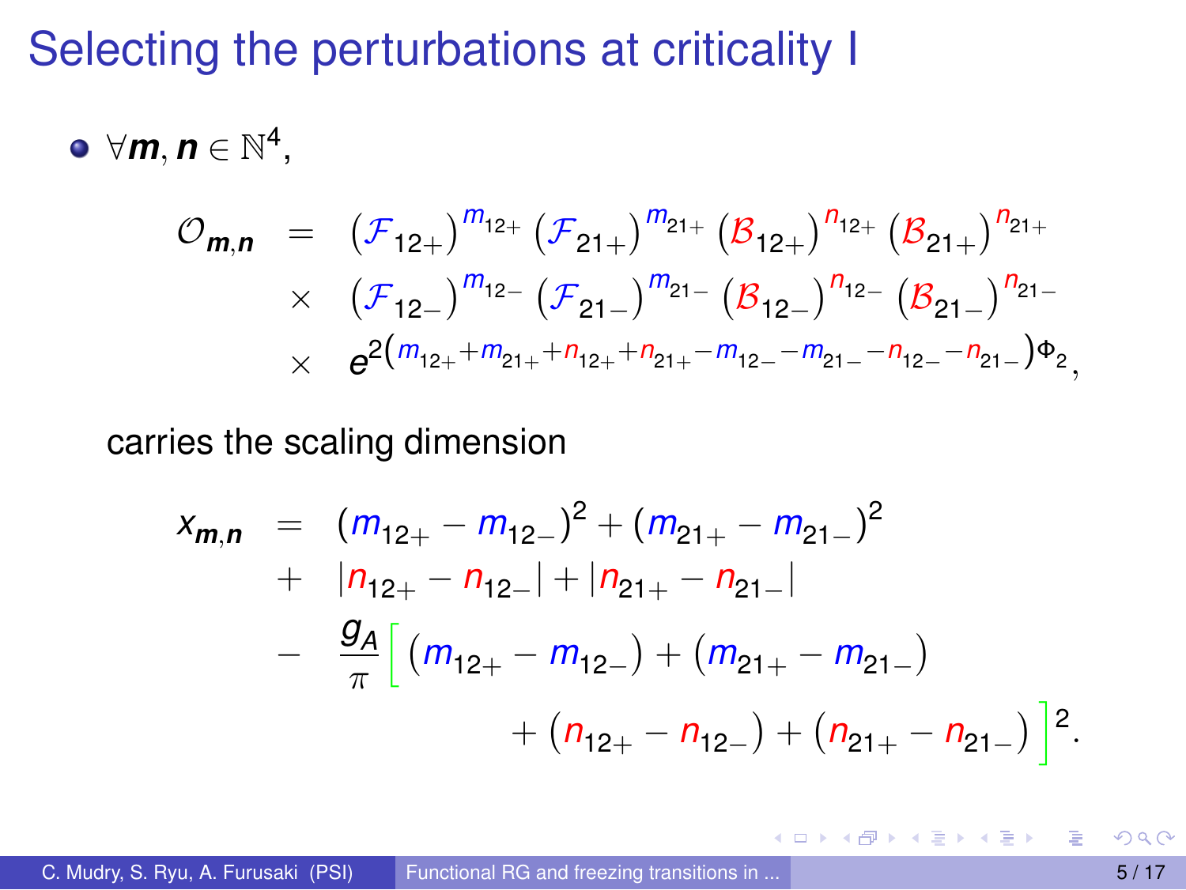# Selecting the perturbations at criticality I

- $\forall \boldsymbol{m}, \boldsymbol{n} \in \mathbb{N}^4$,

$$
\begin{aligned}
\mathcal{O}_{\boldsymbol{m},\boldsymbol{n}} \;=\;& \left(\mathcal{F}_{12+}\right)^{m_{12+}} \left(\mathcal{F}_{21+}\right)^{m_{21+}} \left(\mathcal{B}_{12+}\right)^{n_{12+}} \left(\mathcal{B}_{21+}\right)^{n_{21+}} \\
\times\;& \left(\mathcal{F}_{12-}\right)^{m_{12-}} \left(\mathcal{F}_{21-}\right)^{m_{21-}} \left(\mathcal{B}_{12-}\right)^{n_{12-}} \left(\mathcal{B}_{21-}\right)^{n_{21-}} \\
\times\;& e^{2\left(m_{12+}+m_{21+}+n_{12+}+n_{21+}-m_{12-}-m_{21-}-n_{12-}-n_{21-}\right)\Phi_2},
\end{aligned}
$$

  carries the scaling dimension

$$
\begin{aligned}
x_{\boldsymbol{m},\boldsymbol{n}} \;=\;& (m_{12+}-m_{12-})^2 + (m_{21+}-m_{21-})^2 \\
+\;& |n_{12+}-n_{12-}| + |n_{21+}-n_{21-}| \\
-\;& \frac{g_A}{\pi}\Big[ (m_{12+}-m_{12-}) + (m_{21+}-m_{21-}) \\
&\qquad + (n_{12+}-n_{12-}) + (n_{21+}-n_{21-}) \Big]^2 .
\end{aligned}
$$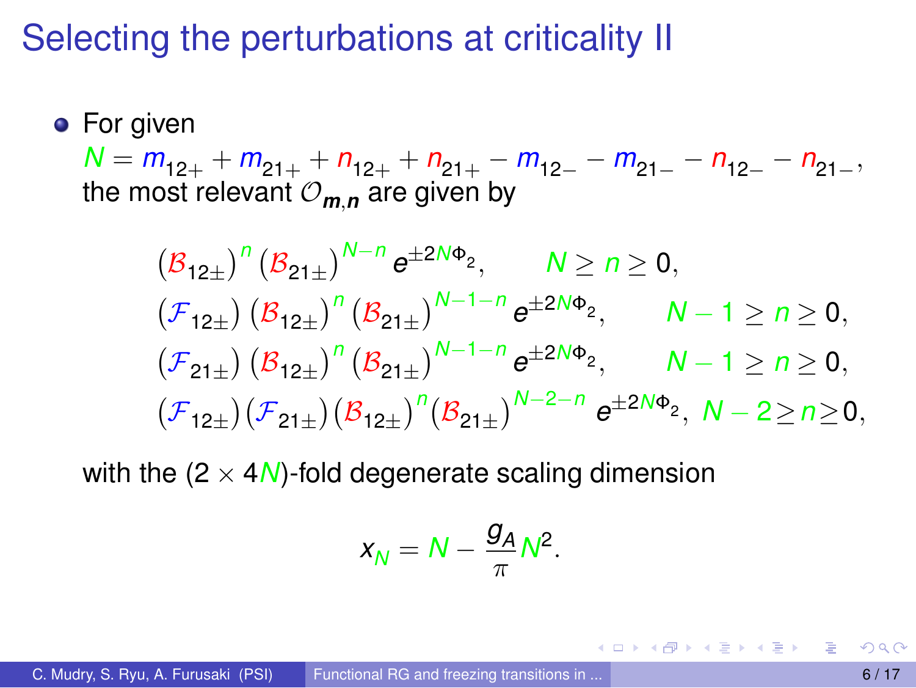# Selecting the perturbations at criticality II

- For given $N = m_{12+} + m_{21+} + n_{12+} + n_{21+} - m_{12-} - m_{21-} - n_{12-} - n_{21-}$, the most relevant $\mathcal{O}_{\boldsymbol{m},\boldsymbol{n}}$ are given by

$$
\begin{aligned}
&\left(\mathcal{B}_{12\pm}\right)^{n}\left(\mathcal{B}_{21\pm}\right)^{N-n} e^{\pm 2N\Phi_2}, && N \geq n \geq 0,\\
&\left(\mathcal{F}_{12\pm}\right)\left(\mathcal{B}_{12\pm}\right)^{n}\left(\mathcal{B}_{21\pm}\right)^{N-1-n} e^{\pm 2N\Phi_2}, && N-1 \geq n \geq 0,\\
&\left(\mathcal{F}_{21\pm}\right)\left(\mathcal{B}_{12\pm}\right)^{n}\left(\mathcal{B}_{21\pm}\right)^{N-1-n} e^{\pm 2N\Phi_2}, && N-1 \geq n \geq 0,\\
&\left(\mathcal{F}_{12\pm}\right)\left(\mathcal{F}_{21\pm}\right)\left(\mathcal{B}_{12\pm}\right)^{n}\left(\mathcal{B}_{21\pm}\right)^{N-2-n} e^{\pm 2N\Phi_2}, && N-2 \geq n \geq 0,
\end{aligned}
$$

with the $(2 \times 4N)$-fold degenerate scaling dimension

$$
x_N = N - \frac{g_A}{\pi} N^2.
$$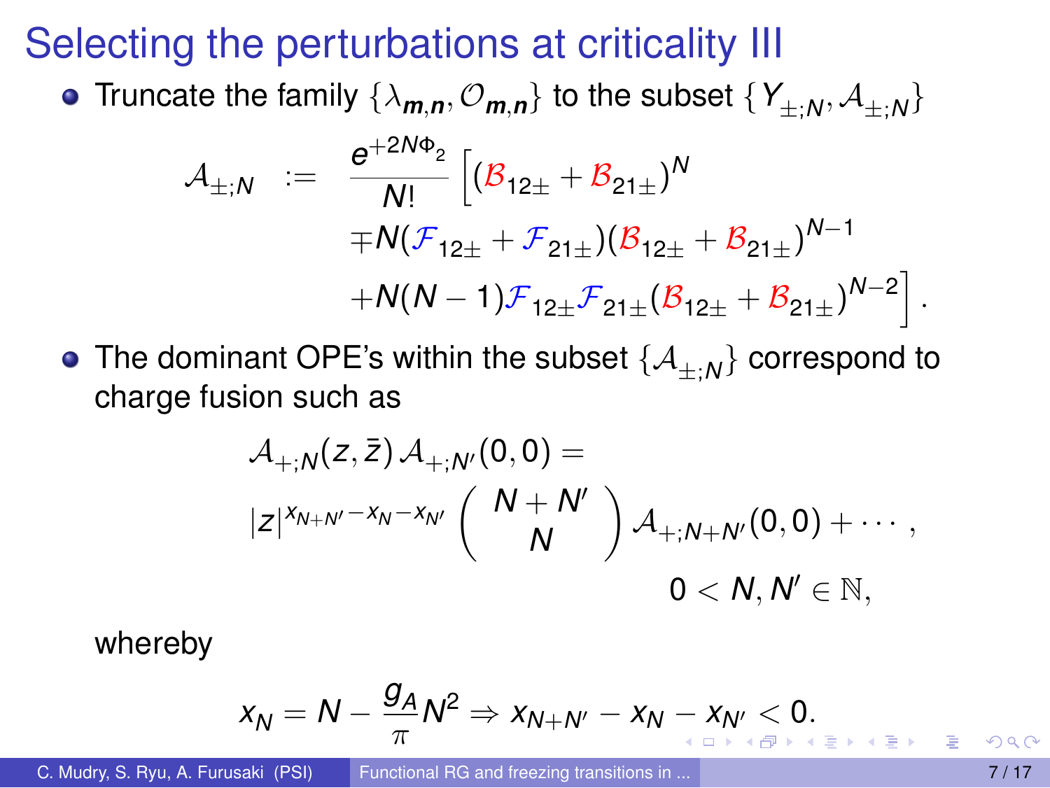# Selecting the perturbations at criticality III

- Truncate the family $\{\lambda_{\boldsymbol{m},\boldsymbol{n}}, \mathcal{O}_{\boldsymbol{m},\boldsymbol{n}}\}$ to the subset $\{Y_{\pm;N}, \mathcal{A}_{\pm;N}\}$

$$
\begin{aligned}
\mathcal{A}_{\pm;N} \;:=\; \frac{e^{+2N\Phi_2}}{N!} \Big[ & (\mathcal{B}_{12\pm} + \mathcal{B}_{21\pm})^{N} \\
& \mp N(\mathcal{F}_{12\pm} + \mathcal{F}_{21\pm})(\mathcal{B}_{12\pm} + \mathcal{B}_{21\pm})^{N-1} \\
& + N(N-1)\mathcal{F}_{12\pm}\mathcal{F}_{21\pm}(\mathcal{B}_{12\pm} + \mathcal{B}_{21\pm})^{N-2} \Big].
\end{aligned}
$$

- The dominant OPE's within the subset $\{\mathcal{A}_{\pm;N}\}$ correspond to charge fusion such as

$$
\begin{aligned}
& \mathcal{A}_{+;N}(z,\bar{z})\,\mathcal{A}_{+;N'}(0,0) = \\
& |z|^{x_{N+N'} - x_N - x_{N'}} \binom{N+N'}{N} \mathcal{A}_{+;N+N'}(0,0) + \cdots, \\
& \qquad\qquad 0 < N, N' \in \mathbb{N},
\end{aligned}
$$

  whereby

$$
x_N = N - \frac{g_A}{\pi} N^2 \Rightarrow x_{N+N'} - x_N - x_{N'} < 0.
$$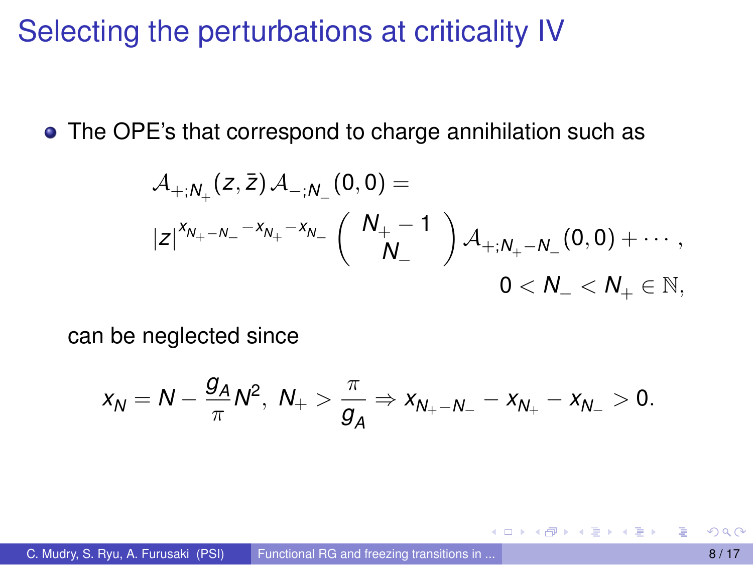# Selecting the perturbations at criticality IV

- The OPE's that correspond to charge annihilation such as

$$
\begin{aligned}
&\mathcal{A}_{+;N_+}(z,\bar{z})\,\mathcal{A}_{-;N_-}(0,0) = \\
&|z|^{x_{N_+-N_-}-x_{N_+}-x_{N_-}} \begin{pmatrix} N_+ - 1 \\ N_- \end{pmatrix} \mathcal{A}_{+;N_+-N_-}(0,0) + \cdots , \\
&\qquad\qquad\qquad\qquad\qquad\qquad 0 < N_- < N_+ \in \mathbb{N},
\end{aligned}
$$

  can be neglected since

$$
x_N = N - \frac{g_A}{\pi} N^2,\ N_+ > \frac{\pi}{g_A} \Rightarrow x_{N_+-N_-} - x_{N_+} - x_{N_-} > 0.
$$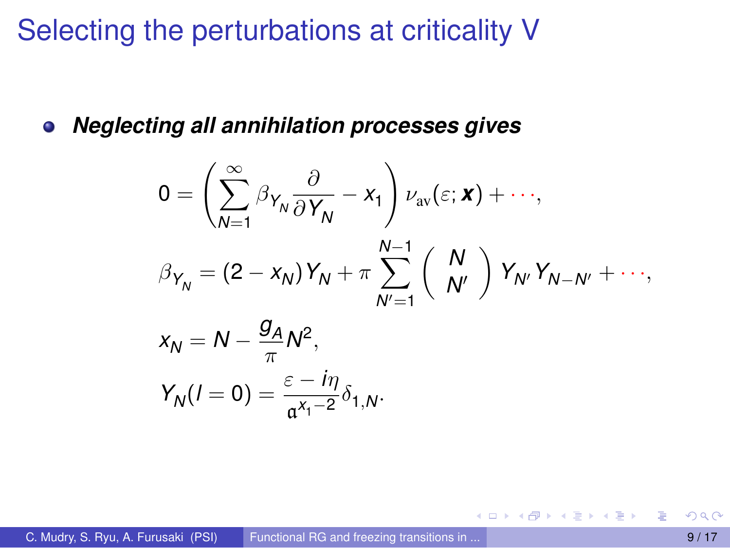# Selecting the perturbations at criticality V

- ***Neglecting all annihilation processes gives***

$$
0 = \left( \sum_{N=1}^{\infty} \beta_{Y_N} \frac{\partial}{\partial Y_N} - x_1 \right) \nu_{\rm av}(\varepsilon; \boldsymbol{x}) + \cdots,
$$

$$
\beta_{Y_N} = (2 - x_N) Y_N + \pi \sum_{N'=1}^{N-1} \begin{pmatrix} N \\ N' \end{pmatrix} Y_{N'} Y_{N-N'} + \cdots,
$$

$$
x_N = N - \frac{g_A}{\pi} N^2,
$$

$$
Y_N(l=0) = \frac{\varepsilon - i\eta}{\mathfrak{a}^{x_1 - 2}} \delta_{1,N}.
$$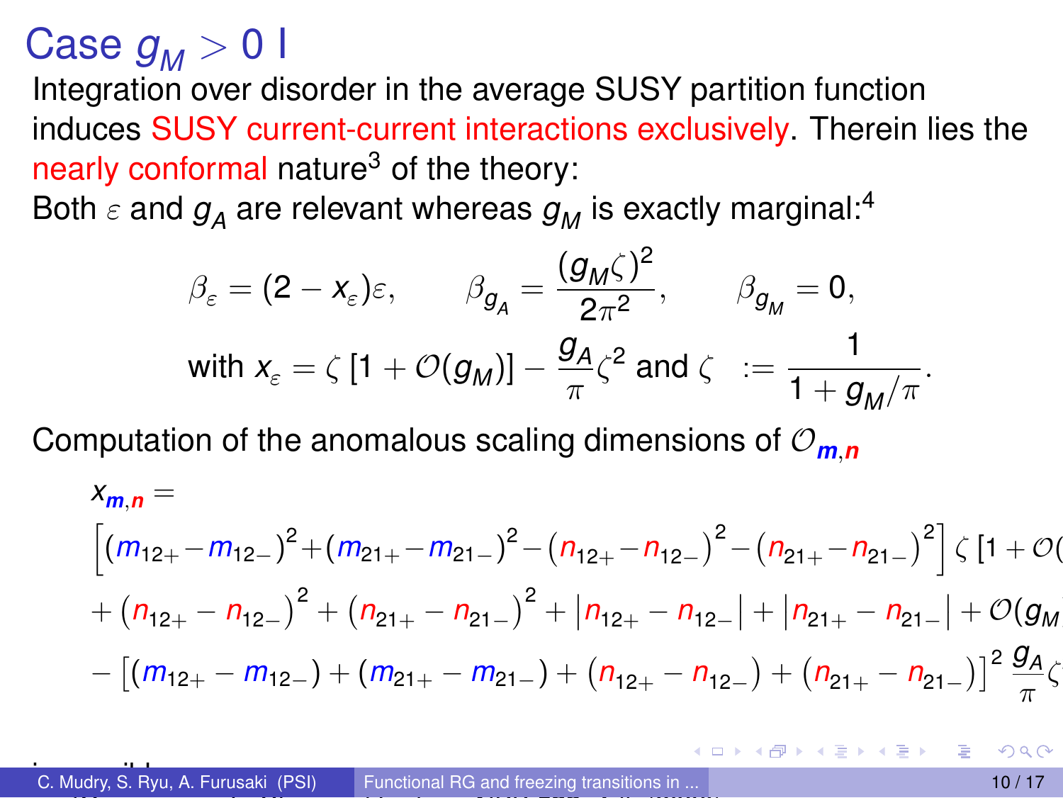# Case $g_M > 0$ I

Integration over disorder in the average SUSY partition function induces SUSY current-current interactions exclusively. Therein lies the nearly conformal nature[3] of the theory:

Both $\varepsilon$ and $g_A$ are relevant whereas $g_M$ is exactly marginal:[4]

$$
\beta_\varepsilon = (2 - x_\varepsilon)\varepsilon, \qquad \beta_{g_A} = \frac{(g_M \zeta)^2}{2\pi^2}, \qquad \beta_{g_M} = 0,
$$

$$
\text{with } x_\varepsilon = \zeta\,[1 + \mathcal{O}(g_M)] - \frac{g_A}{\pi}\zeta^2 \text{ and } \zeta \;:= \frac{1}{1 + g_M/\pi}.
$$

Computation of the anomalous scaling dimensions of $\mathcal{O}_{\boldsymbol{m},\boldsymbol{n}}$

$$
\begin{aligned}
x_{\boldsymbol{m},\boldsymbol{n}} =& \\
&\left[(m_{12+}-m_{12-})^2+(m_{21+}-m_{21-})^2-(n_{12+}-n_{12-})^2-(n_{21+}-n_{21-})^2\right]\zeta\,[1+\mathcal{O}( \\
&+ (n_{12+}-n_{12-})^2 + (n_{21+}-n_{21-})^2 + |n_{12+}-n_{12-}| + |n_{21+}-n_{21-}| + \mathcal{O}(g_M \\
&- \left[(m_{12+}-m_{12-}) + (m_{21+}-m_{21-}) + (n_{12+}-n_{12-}) + (n_{21+}-n_{21-})\right]^2 \frac{g_A}{\pi}\zeta
\end{aligned}
$$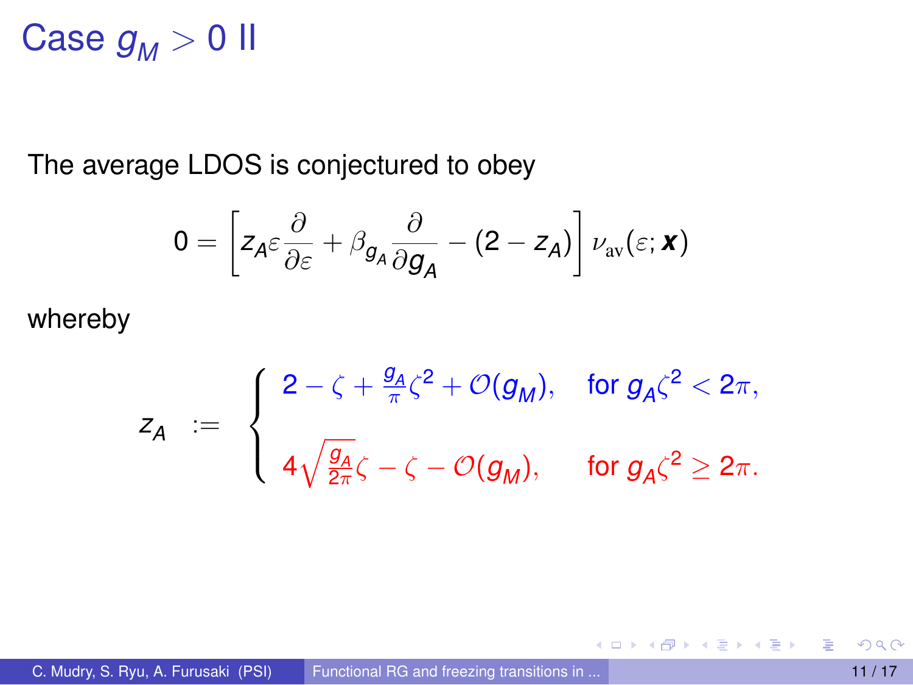# Case $g_M > 0$ II

The average LDOS is conjectured to obey

$$0 = \left[ z_A \varepsilon \frac{\partial}{\partial \varepsilon} + \beta_{g_A} \frac{\partial}{\partial g_A} - (2 - z_A) \right] \nu_{\mathrm{av}}(\varepsilon; \boldsymbol{x})$$

whereby

$$z_A \quad := \quad \begin{cases} 2 - \zeta + \frac{g_A}{\pi}\zeta^2 + \mathcal{O}(g_M), & \text{for } g_A \zeta^2 < 2\pi, \\ \\ 4\sqrt{\frac{g_A}{2\pi}}\zeta - \zeta - \mathcal{O}(g_M), & \text{for } g_A \zeta^2 \geq 2\pi. \end{cases}$$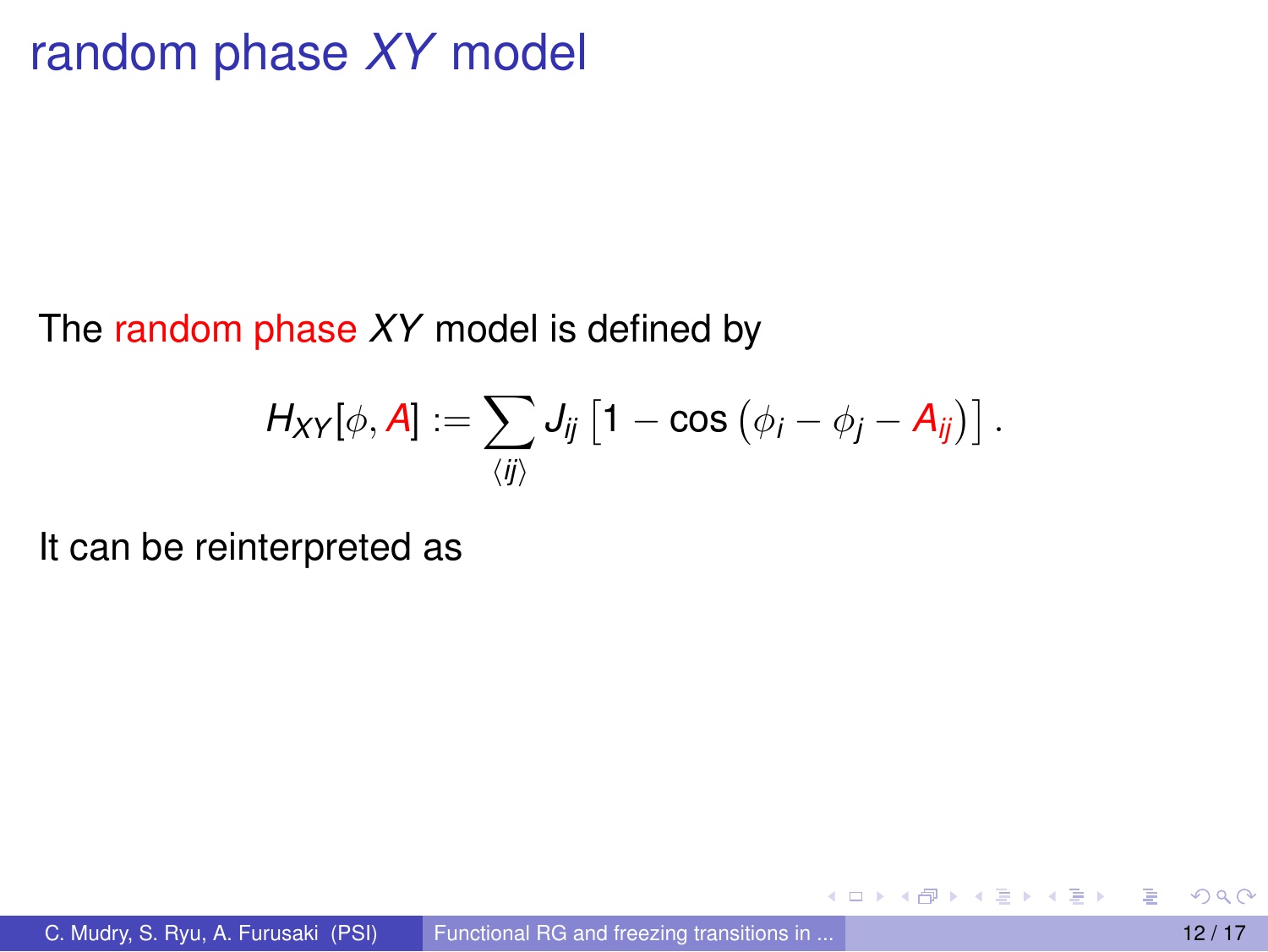# random phase $XY$ model

The random phase $XY$ model is defined by

$$H_{XY}[\phi, A] := \sum_{\langle ij \rangle} J_{ij} \left[ 1 - \cos\left( \phi_i - \phi_j - A_{ij} \right) \right].$$

It can be reinterpreted as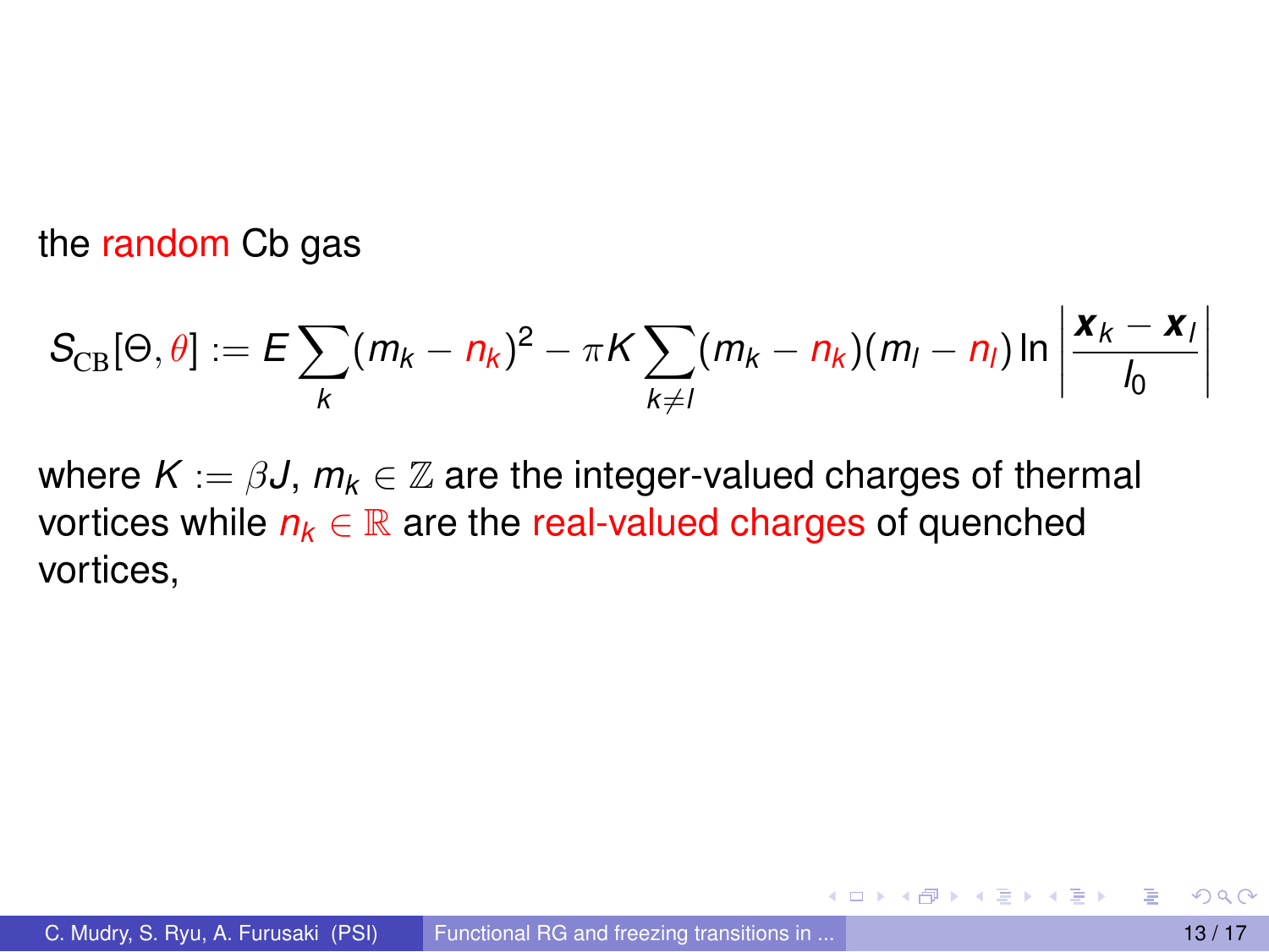the random Cb gas

$$S_{\rm CB}[\Theta,\theta] := E\sum_{k}(m_k - n_k)^2 - \pi K \sum_{k\neq l}(m_k - n_k)(m_l - n_l)\ln\left|\frac{\boldsymbol{x}_k - \boldsymbol{x}_l}{l_0}\right|$$

where $K := \beta J$, $m_k \in \mathbb{Z}$ are the integer-valued charges of thermal vortices while $n_k \in \mathbb{R}$ are the real-valued charges of quenched vortices,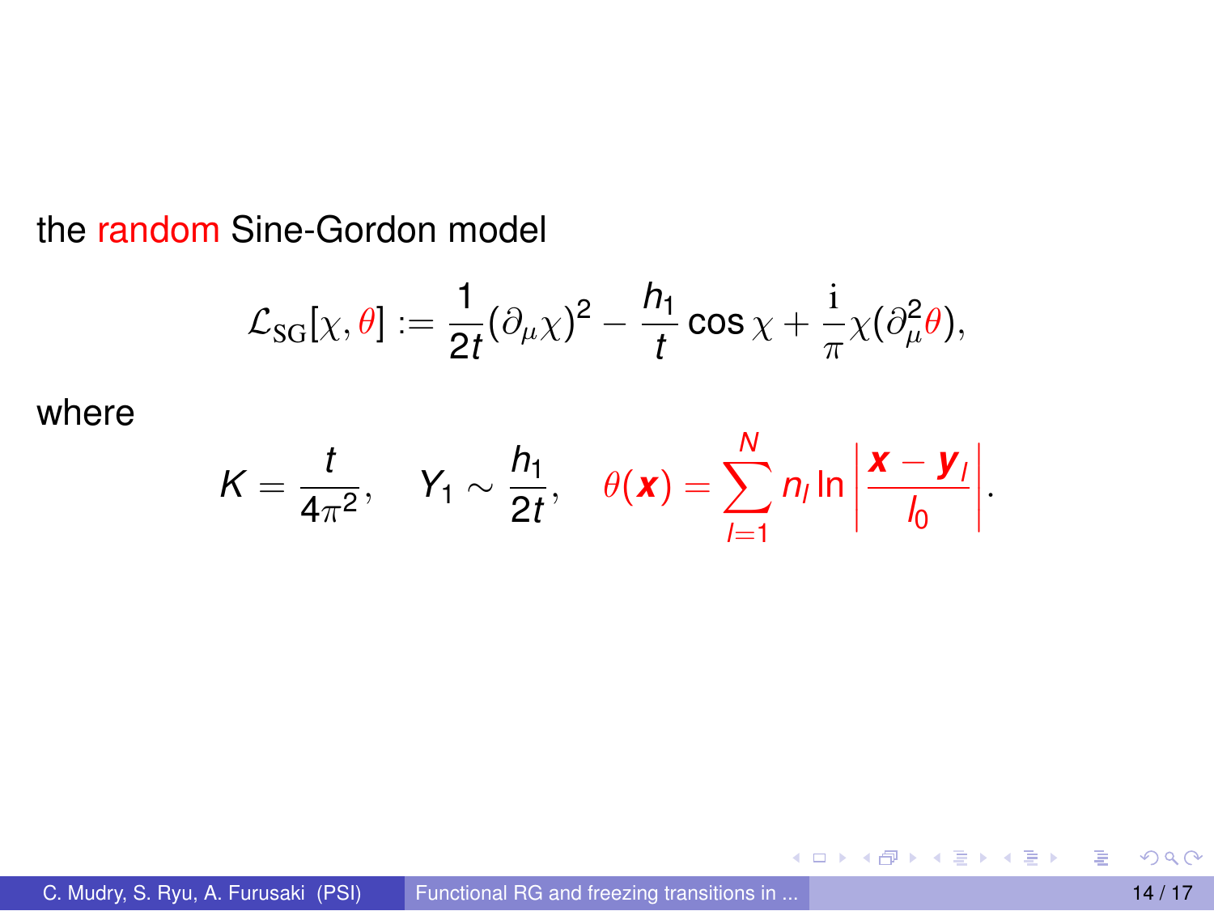the random Sine-Gordon model

$$\mathcal{L}_{\mathrm{SG}}[\chi, \theta] := \frac{1}{2t}(\partial_\mu \chi)^2 - \frac{h_1}{t}\cos\chi + \frac{\mathrm{i}}{\pi}\chi(\partial_\mu^2 \theta),$$

where

$$K = \frac{t}{4\pi^2}, \quad Y_1 \sim \frac{h_1}{2t}, \quad \theta(\boldsymbol{x}) = \sum_{l=1}^{N} n_l \ln\left|\frac{\boldsymbol{x} - \boldsymbol{y}_l}{l_0}\right|.$$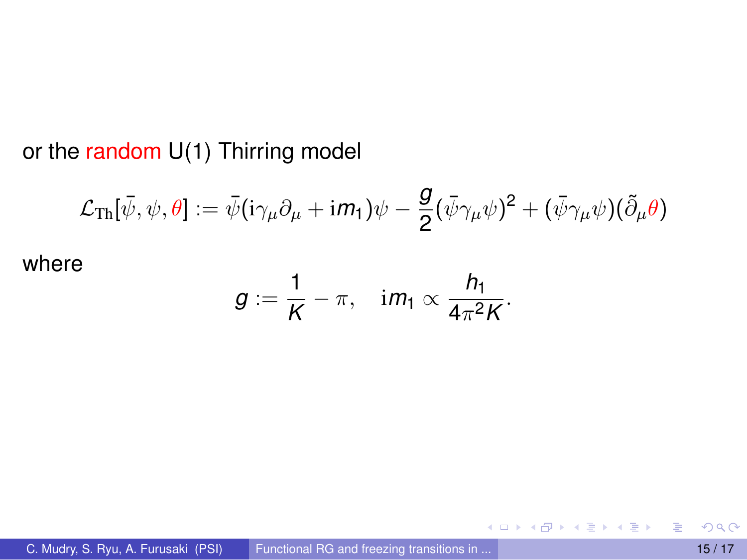or the random U(1) Thirring model

$$\mathcal{L}_{\rm Th}[\bar{\psi}, \psi, \theta] := \bar{\psi}(\mathrm{i}\gamma_\mu \partial_\mu + \mathrm{i} m_1)\psi - \frac{g}{2}(\bar{\psi}\gamma_\mu\psi)^2 + (\bar{\psi}\gamma_\mu\psi)(\tilde{\partial}_\mu \theta)$$

where

$$g := \frac{1}{K} - \pi, \quad \mathrm{i} m_1 \propto \frac{h_1}{4\pi^2 K}.$$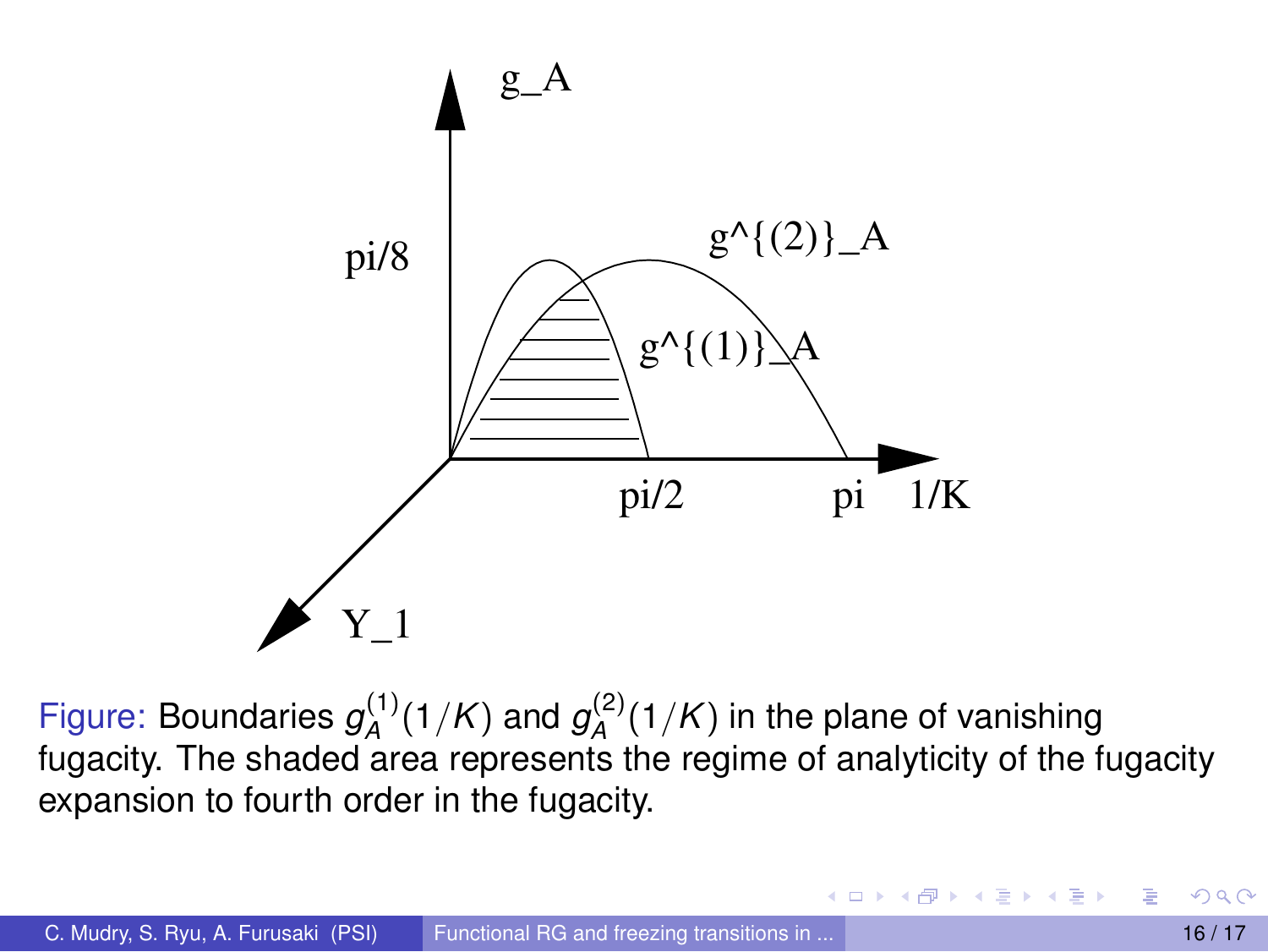g_A

pi/8

g^{(2)}_A

g^{(1)}_A

pi/2 pi 1/K

Y_1

Figure: Boundaries $g_A^{(1)}(1/K)$ and $g_A^{(2)}(1/K)$ in the plane of vanishing fugacity. The shaded area represents the regime of analyticity of the fugacity expansion to fourth order in the fugacity.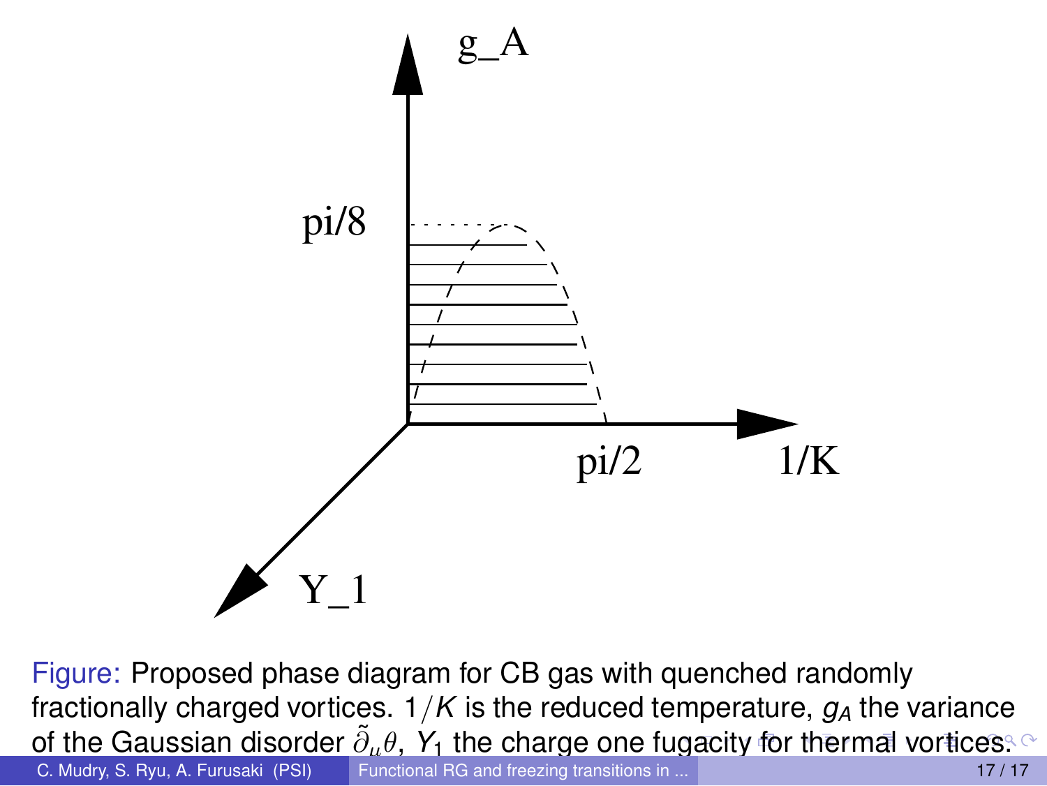g_A

pi/8

pi/2

1/K

Y_1

Figure: Proposed phase diagram for CB gas with quenched randomly fractionally charged vortices. $1/K$ is the reduced temperature, $g_A$ the variance of the Gaussian disorder $\tilde{\partial}_\mu \theta$, $Y_1$ the charge one fugacity for thermal vortices.